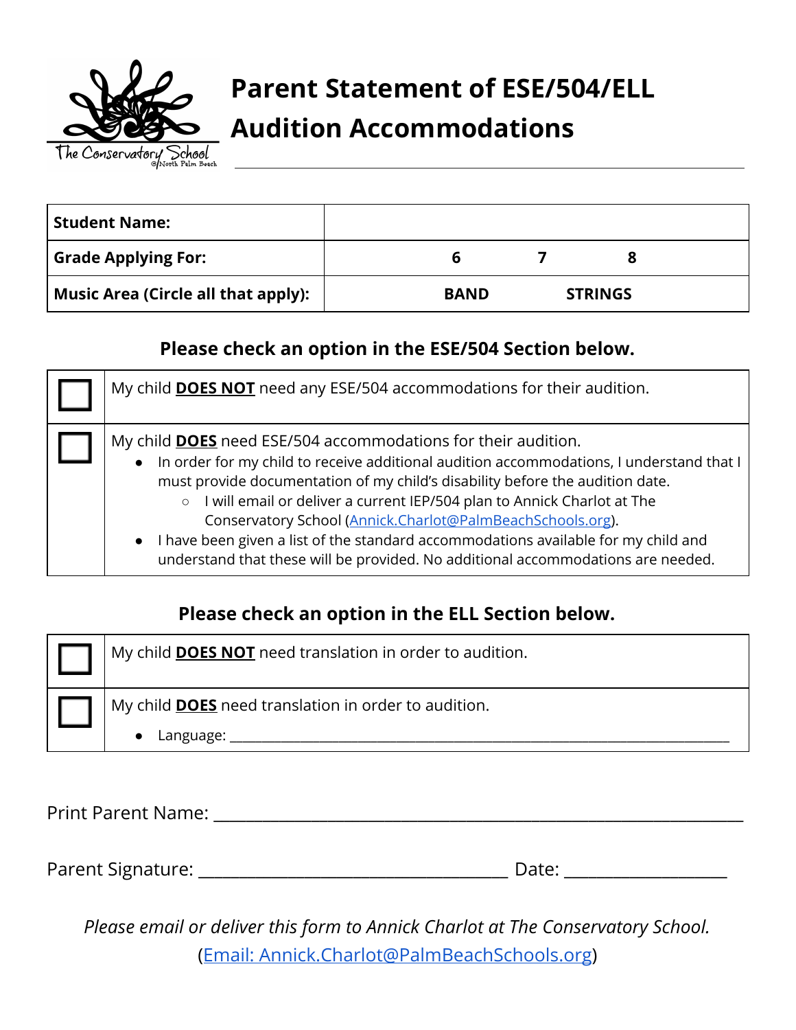# Parent Statement of ESE/504/ELL Audition Accommodations

| Student Name: | |
|---|---|
| Grade Applying For: | 6 7 8 |
| Music Area (Circle all that apply): | BAND STRINGS |

### Please check an option in the ESE/504 Section below.

| | |
|---|---|
| ☐ | My child **DOES NOT** need any ESE/504 accommodations for their audition. |
| ☐ | My child **DOES** need ESE/504 accommodations for their audition.<br>• In order for my child to receive additional audition accommodations, I understand that I must provide documentation of my child's disability before the audition date.<br>&nbsp;&nbsp;&nbsp;&nbsp;○ I will email or deliver a current IEP/504 plan to Annick Charlot at The Conservatory School (Annick.Charlot@PalmBeachSchools.org).<br>• I have been given a list of the standard accommodations available for my child and understand that these will be provided. No additional accommodations are needed. |

### Please check an option in the ELL Section below.

| | |
|---|---|
| ☐ | My child **DOES NOT** need translation in order to audition. |
| ☐ | My child **DOES** need translation in order to audition.<br>• Language: ______________________________ |

Print Parent Name: ______________________________

Parent Signature: ______________________________ Date: ____________________

*Please email or deliver this form to Annick Charlot at The Conservatory School.*
(Email: Annick.Charlot@PalmBeachSchools.org)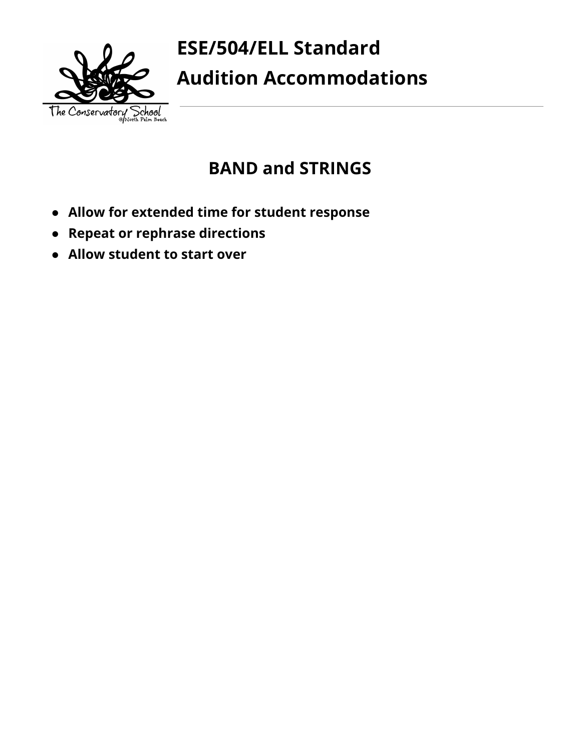# ESE/504/ELL Standard Audition Accommodations

## BAND and STRINGS

- **Allow for extended time for student response**
- **Repeat or rephrase directions**
- **Allow student to start over**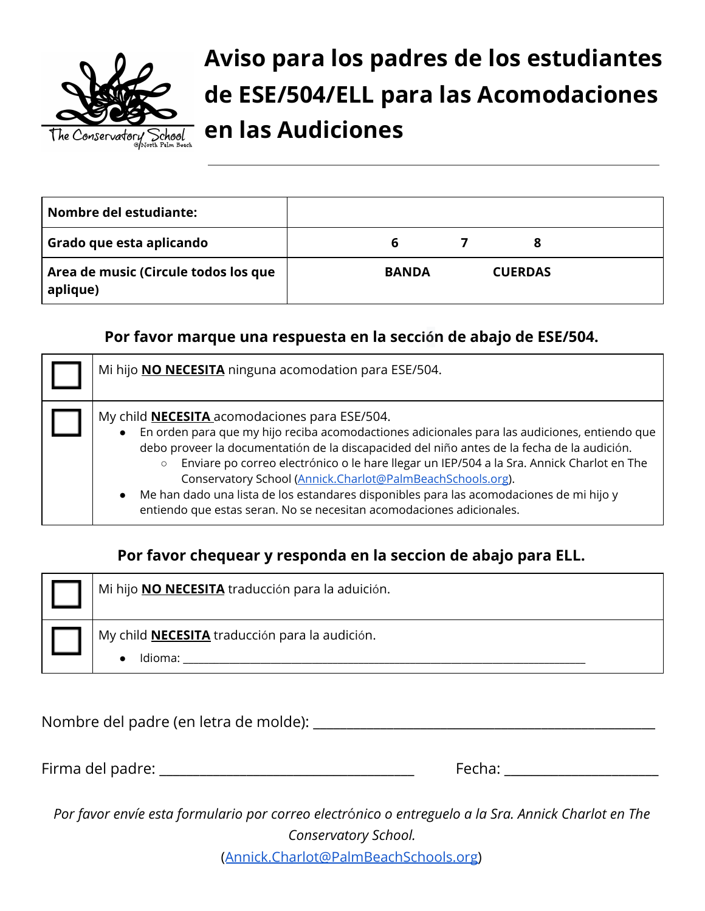# Aviso para los padres de los estudiantes de ESE/504/ELL para las Acomodaciones en las Audiciones

| **Nombre del estudiante:** | |
|---|---|
| **Grado que esta aplicando** | **6 7 8** |
| **Area de music (Circule todos los que aplique)** | **BANDA CUERDAS** |

### Por favor marque una respuesta en la sección de abajo de ESE/504.

| | |
|---|---|
| ☐ | Mi hijo **NO NECESITA** ninguna acomodation para ESE/504. |
| ☐ | My child **NECESITA** acomodaciones para ESE/504.<br>• En orden para que my hijo reciba acomodactiones adicionales para las audiciones, entiendo que debo proveer la documentatión de la discapacidad del niño antes de la fecha de la audición.<br>&nbsp;&nbsp;&nbsp;&nbsp;○ Enviare po correo electrónico o le hare llegar un IEP/504 a la Sra. Annick Charlot en The Conservatory School (Annick.Charlot@PalmBeachSchools.org).<br>• Me han dado una lista de los estandares disponibles para las acomodaciones de mi hijo y entiendo que estas seran. No se necesitan acomodaciones adicionales. |

### Por favor chequear y responda en la seccion de abajo para ELL.

| | |
|---|---|
| ☐ | Mi hijo **NO NECESITA** traducción para la aduición. |
| ☐ | My child **NECESITA** traducción para la audición.<br>• Idioma: ______________________________ |

Nombre del padre (en letra de molde): ______________________________

Firma del padre: ______________________________ Fecha: ____________________

*Por favor envíe esta formulario por correo electrónico o entreguelo a la Sra. Annick Charlot en The Conservatory School.*

(Annick.Charlot@PalmBeachSchools.org)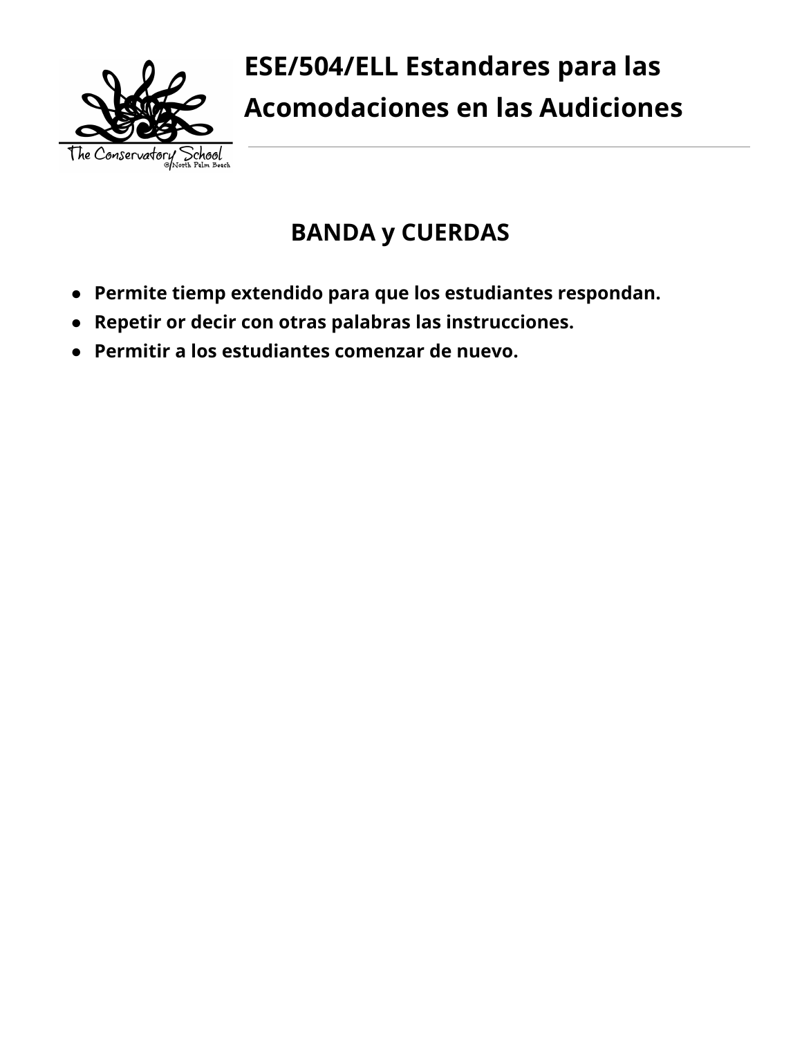# ESE/504/ELL Estandares para las Acomodaciones en las Audiciones

## BANDA y CUERDAS

- **Permite tiemp extendido para que los estudiantes respondan.**
- **Repetir or decir con otras palabras las instrucciones.**
- **Permitir a los estudiantes comenzar de nuevo.**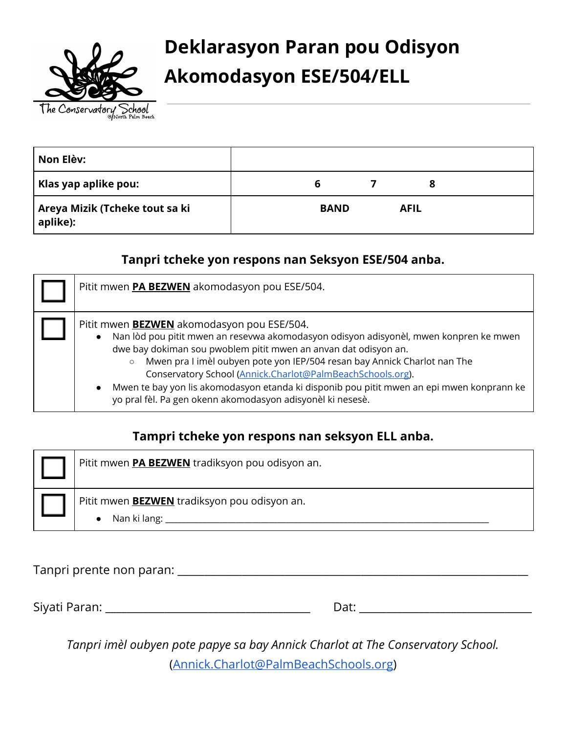# Deklarasyon Paran pou Odisyon Akomodasyon ESE/504/ELL

| Non Elèv: | |
|---|---|
| Klas yap aplike pou: | 6 7 8 |
| Areya Mizik (Tcheke tout sa ki aplike): | BAND AFIL |

### Tanpri tcheke yon respons nan Seksyon ESE/504 anba.

| | |
|---|---|
| ☐ | Pitit mwen **PA BEZWEN** akomodasyon pou ESE/504. |
| ☐ | Pitit mwen **BEZWEN** akomodasyon pou ESE/504.<br>• Nan lòd pou pitit mwen an resevwa akomodasyon odisyon adisyonèl, mwen konpren ke mwen dwe bay dokiman sou pwoblem pitit mwen an anvan dat odisyon an.<br>  ○ Mwen pra I imèl oubyen pote yon IEP/504 resan bay Annick Charlot nan The Conservatory School (Annick.Charlot@PalmBeachSchools.org).<br>• Mwen te bay yon lis akomodasyon etanda ki disponib pou pitit mwen an epi mwen konprann ke yo pral fèl. Pa gen okenn akomodasyon adisyonèl ki nesesè. |

### Tampri tcheke yon respons nan seksyon ELL anba.

| | |
|---|---|
| ☐ | Pitit mwen **PA BEZWEN** tradiksyon pou odisyon an. |
| ☐ | Pitit mwen **BEZWEN** tradiksyon pou odisyon an.<br>• Nan ki lang: ________________________________ |

Tanpri prente non paran: ____________________________________

Siyati Paran: ______________________ Dat: ______________________

*Tanpri imèl oubyen pote papye sa bay Annick Charlot at The Conservatory School.*
(Annick.Charlot@PalmBeachSchools.org)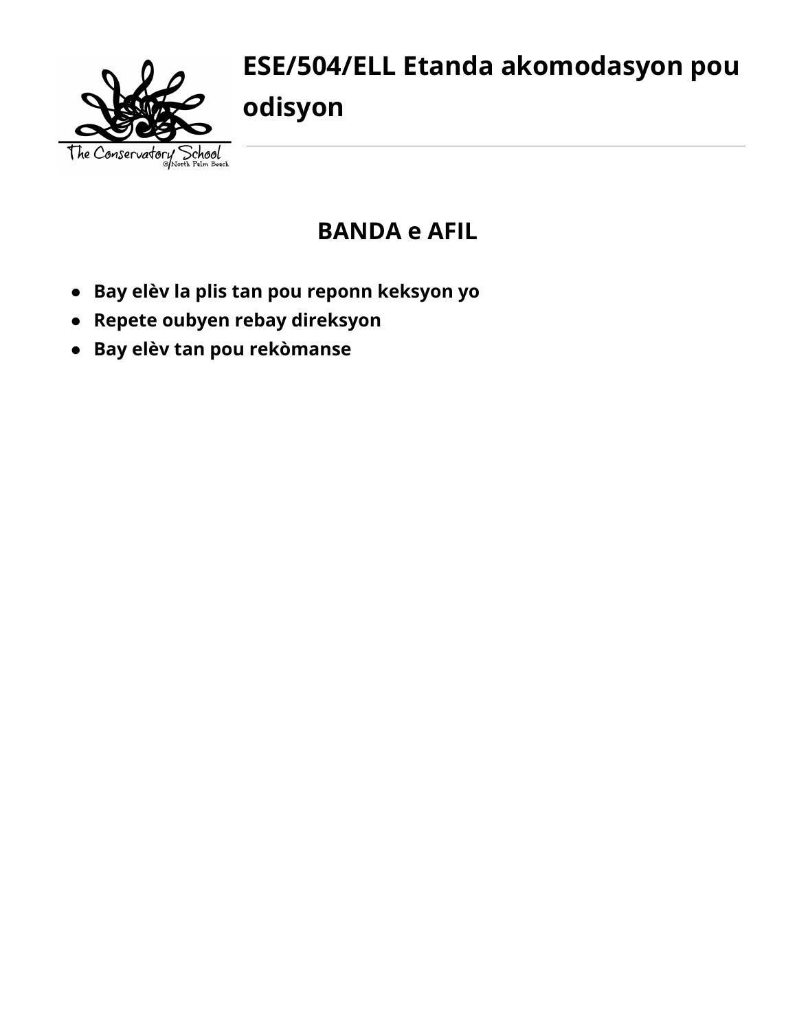# ESE/504/ELL Etanda akomodasyon pou odisyon

## BANDA e AFIL

- **Bay elèv la plis tan pou reponn keksyon yo**
- **Repete oubyen rebay direksyon**
- **Bay elèv tan pou rekòmanse**